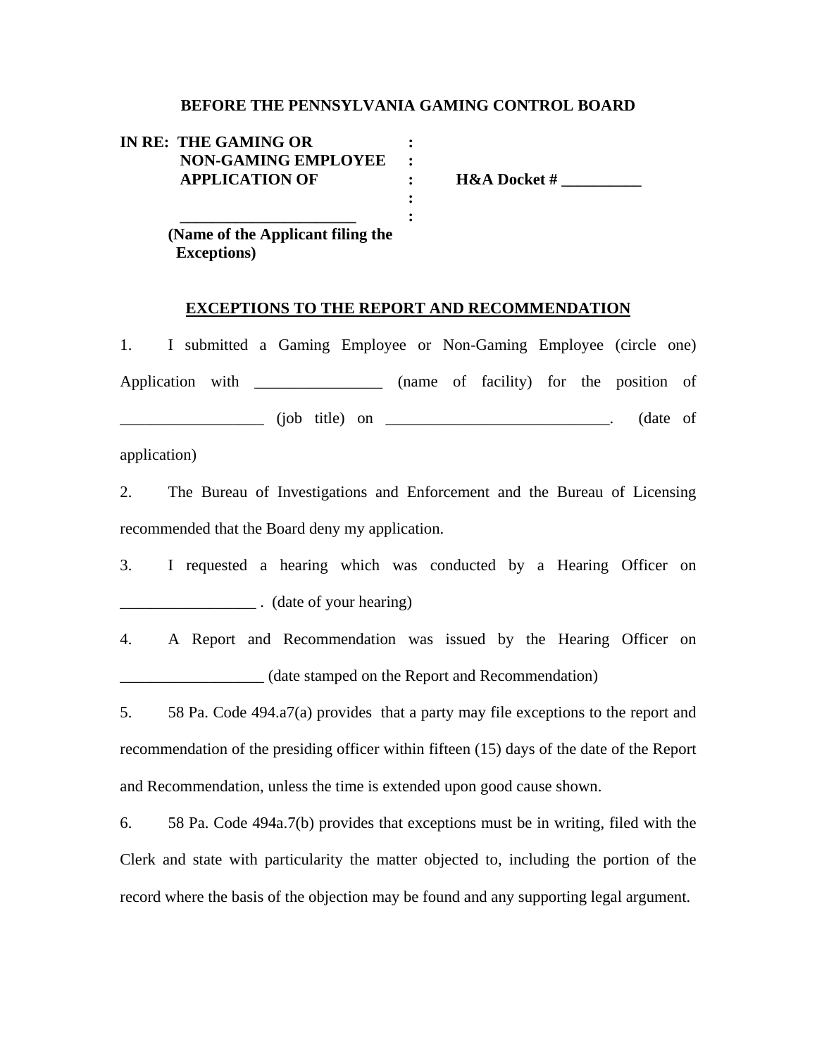**BEFORE THE PENNSYLVANIA GAMING CONTROL BOARD**

**IN RE: THE GAMING OR :**
**NON-GAMING EMPLOYEE :**
**APPLICATION OF : H&A Docket # __________**
**:**
**______________________ :**
**(Name of the Applicant filing the Exceptions)**

**EXCEPTIONS TO THE REPORT AND RECOMMENDATION**

1. I submitted a Gaming Employee or Non-Gaming Employee (circle one) Application with ________________ (name of facility) for the position of __________________ (job title) on ____________________________. (date of application)

2. The Bureau of Investigations and Enforcement and the Bureau of Licensing recommended that the Board deny my application.

3. I requested a hearing which was conducted by a Hearing Officer on _________________ . (date of your hearing)

4. A Report and Recommendation was issued by the Hearing Officer on __________________ (date stamped on the Report and Recommendation)

5. 58 Pa. Code 494.a7(a) provides that a party may file exceptions to the report and recommendation of the presiding officer within fifteen (15) days of the date of the Report and Recommendation, unless the time is extended upon good cause shown.

6. 58 Pa. Code 494a.7(b) provides that exceptions must be in writing, filed with the Clerk and state with particularity the matter objected to, including the portion of the record where the basis of the objection may be found and any supporting legal argument.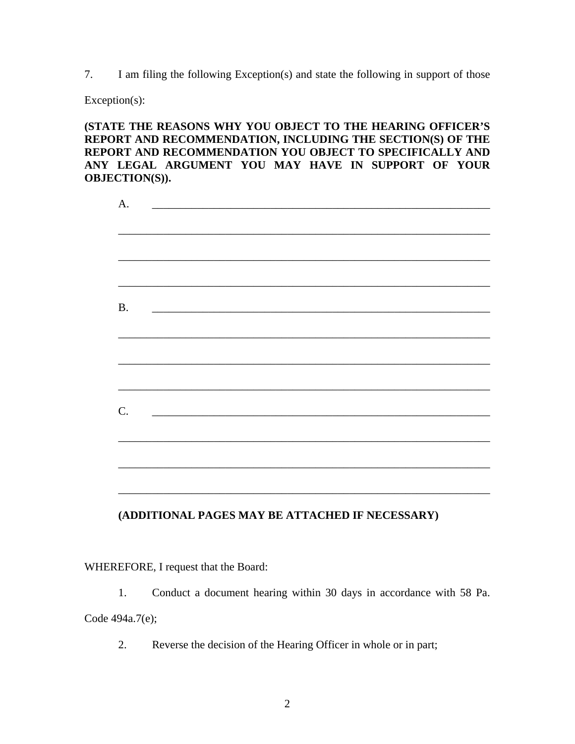7. I am filing the following Exception(s) and state the following in support of those Exception(s):

**(STATE THE REASONS WHY YOU OBJECT TO THE HEARING OFFICER'S REPORT AND RECOMMENDATION, INCLUDING THE SECTION(S) OF THE REPORT AND RECOMMENDATION YOU OBJECT TO SPECIFICALLY AND ANY LEGAL ARGUMENT YOU MAY HAVE IN SUPPORT OF YOUR OBJECTION(S)).**

A. ____________________________________________________________

______________________________________________________________

______________________________________________________________

______________________________________________________________

B. ____________________________________________________________

______________________________________________________________

______________________________________________________________

______________________________________________________________

C. ____________________________________________________________

______________________________________________________________

______________________________________________________________

______________________________________________________________

**(ADDITIONAL PAGES MAY BE ATTACHED IF NECESSARY)**

WHEREFORE, I request that the Board:

1. Conduct a document hearing within 30 days in accordance with 58 Pa. Code 494a.7(e);

2. Reverse the decision of the Hearing Officer in whole or in part;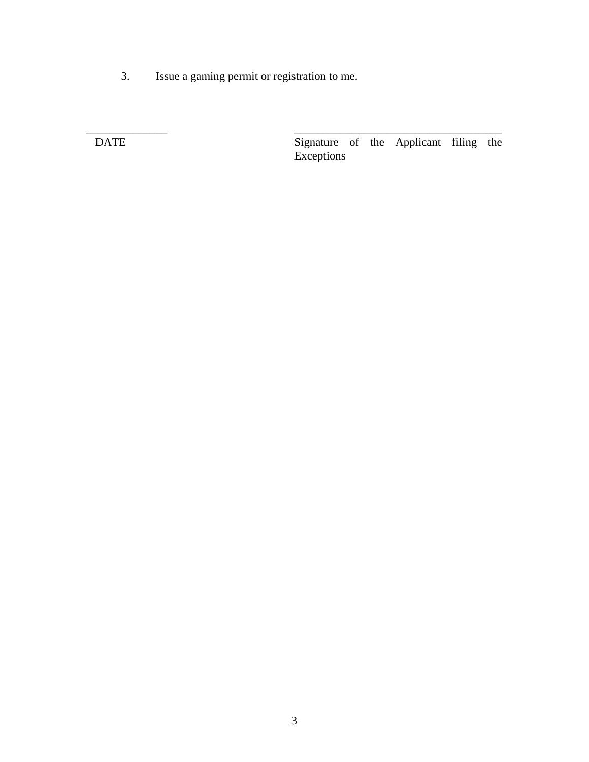3. Issue a gaming permit or registration to me.

\_\_\_\_\_\_\_\_\_\_\_\_\_\_
DATE

\_\_\_\_\_\_\_\_\_\_\_\_\_\_\_\_\_\_\_\_\_\_\_\_\_\_\_\_\_\_\_\_\_\_\_\_
Signature of the Applicant filing the Exceptions